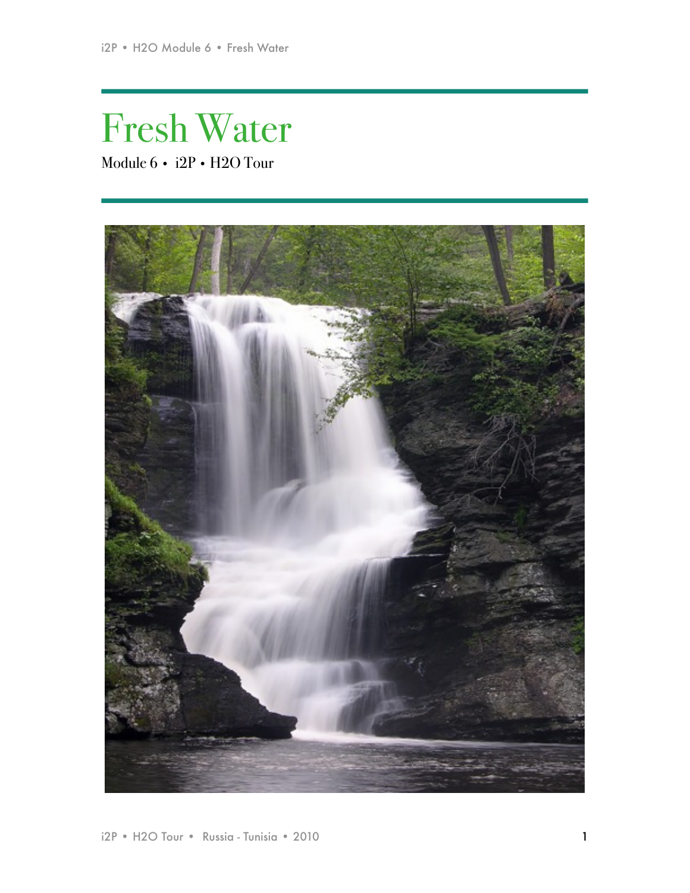# Fresh Water

Module 6 • i2P • H2O Tour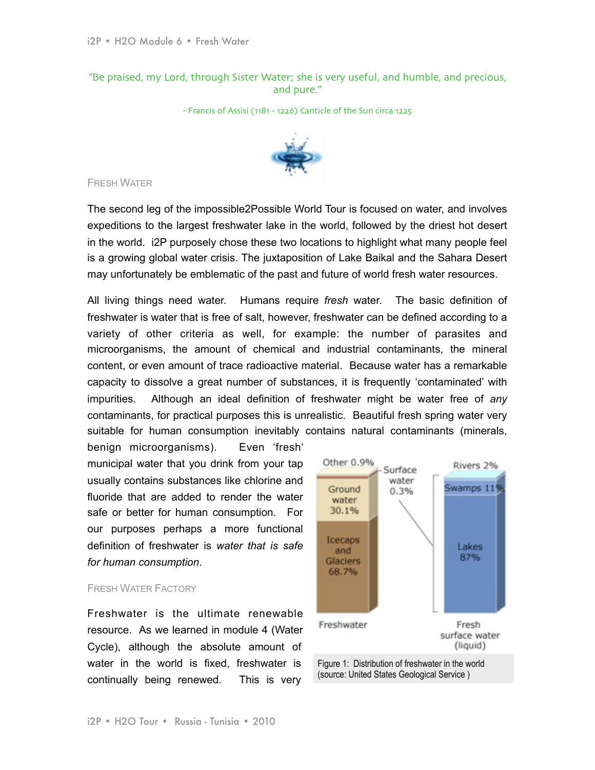"Be praised, my Lord, through Sister Water; she is very useful, and humble, and precious, and pure."

- Francis of Assisi (1181 - 1226) Canticle of the Sun circa 1225

## Fresh Water

The second leg of the impossible2Possible World Tour is focused on water, and involves expeditions to the largest freshwater lake in the world, followed by the driest hot desert in the world. i2P purposely chose these two locations to highlight what many people feel is a growing global water crisis. The juxtaposition of Lake Baikal and the Sahara Desert may unfortunately be emblematic of the past and future of world fresh water resources.

All living things need water. Humans require *fresh* water. The basic definition of freshwater is water that is free of salt, however, freshwater can be defined according to a variety of other criteria as well, for example: the number of parasites and microorganisms, the amount of chemical and industrial contaminants, the mineral content, or even amount of trace radioactive material. Because water has a remarkable capacity to dissolve a great number of substances, it is frequently 'contaminated' with impurities. Although an ideal definition of freshwater might be water free of *any* contaminants, for practical purposes this is unrealistic. Beautiful fresh spring water very suitable for human consumption inevitably contains natural contaminants (minerals, benign microorganisms). Even 'fresh' municipal water that you drink from your tap usually contains substances like chlorine and fluoride that are added to render the water safe or better for human consumption. For our purposes perhaps a more functional definition of freshwater is *water that is safe for human consumption*.

Figure 1: Distribution of freshwater in the world (source: United States Geological Service )

## Fresh Water Factory

Freshwater is the ultimate renewable resource. As we learned in module 4 (Water Cycle), although the absolute amount of water in the world is fixed, freshwater is continually being renewed. This is very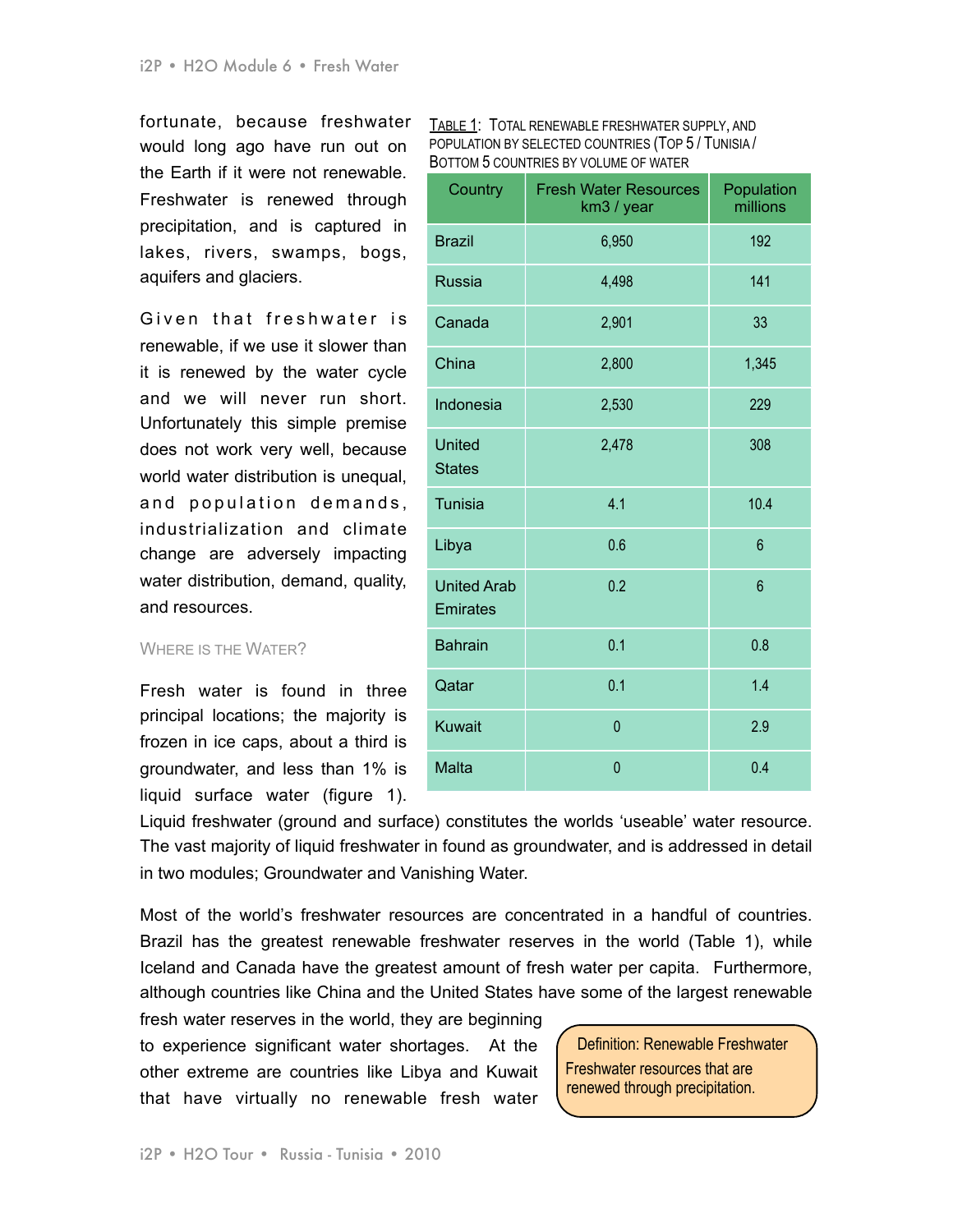fortunate, because freshwater would long ago have run out on the Earth if it were not renewable. Freshwater is renewed through precipitation, and is captured in lakes, rivers, swamps, bogs, aquifers and glaciers.

Given that freshwater is renewable, if we use it slower than it is renewed by the water cycle and we will never run short. Unfortunately this simple premise does not work very well, because world water distribution is unequal, and population demands, industrialization and climate change are adversely impacting water distribution, demand, quality, and resources.

TABLE 1: TOTAL RENEWABLE FRESHWATER SUPPLY, AND POPULATION BY SELECTED COUNTRIES (TOP 5 / TUNISIA / BOTTOM 5 COUNTRIES BY VOLUME OF WATER

| Country | Fresh Water Resources km3 / year | Population millions |
|---|---|---|
| Brazil | 6,950 | 192 |
| Russia | 4,498 | 141 |
| Canada | 2,901 | 33 |
| China | 2,800 | 1,345 |
| Indonesia | 2,530 | 229 |
| United States | 2,478 | 308 |
| Tunisia | 4.1 | 10.4 |
| Libya | 0.6 | 6 |
| United Arab Emirates | 0.2 | 6 |
| Bahrain | 0.1 | 0.8 |
| Qatar | 0.1 | 1.4 |
| Kuwait | 0 | 2.9 |
| Malta | 0 | 0.4 |

### WHERE IS THE WATER?

Fresh water is found in three principal locations; the majority is frozen in ice caps, about a third is groundwater, and less than 1% is liquid surface water (figure 1). Liquid freshwater (ground and surface) constitutes the worlds 'useable' water resource. The vast majority of liquid freshwater in found as groundwater, and is addressed in detail in two modules; Groundwater and Vanishing Water.

Most of the world's freshwater resources are concentrated in a handful of countries. Brazil has the greatest renewable freshwater reserves in the world (Table 1), while Iceland and Canada have the greatest amount of fresh water per capita. Furthermore, although countries like China and the United States have some of the largest renewable fresh water reserves in the world, they are beginning to experience significant water shortages. At the other extreme are countries like Libya and Kuwait that have virtually no renewable fresh water

> **Definition: Renewable Freshwater**
> Freshwater resources that are renewed through precipitation.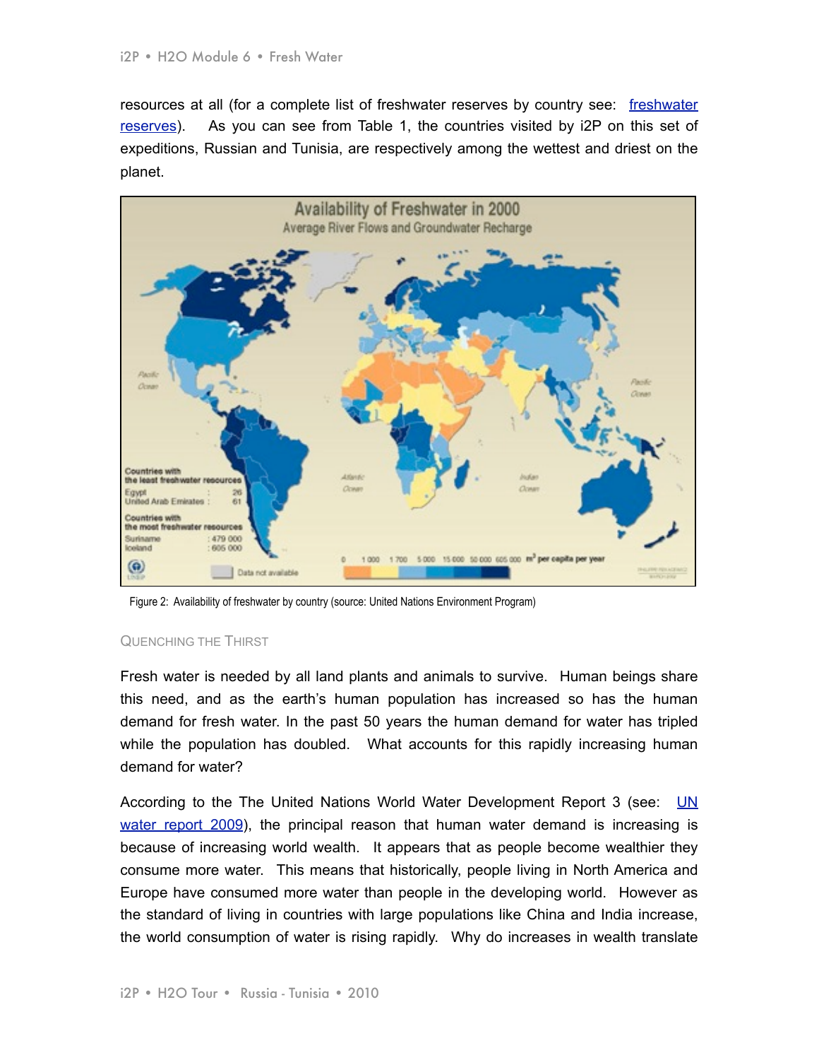resources at all (for a complete list of freshwater reserves by country see: [freshwater reserves](freshwater reserves)). As you can see from Table 1, the countries visited by i2P on this set of expeditions, Russian and Tunisia, are respectively among the wettest and driest on the planet.

Figure 2: Availability of freshwater by country (source: United Nations Environment Program)

### QUENCHING THE THIRST

Fresh water is needed by all land plants and animals to survive. Human beings share this need, and as the earth's human population has increased so has the human demand for fresh water. In the past 50 years the human demand for water has tripled while the population has doubled. What accounts for this rapidly increasing human demand for water?

According to the The United Nations World Water Development Report 3 (see: [UN water report 2009](UN water report 2009)), the principal reason that human water demand is increasing is because of increasing world wealth. It appears that as people become wealthier they consume more water. This means that historically, people living in North America and Europe have consumed more water than people in the developing world. However as the standard of living in countries with large populations like China and India increase, the world consumption of water is rising rapidly. Why do increases in wealth translate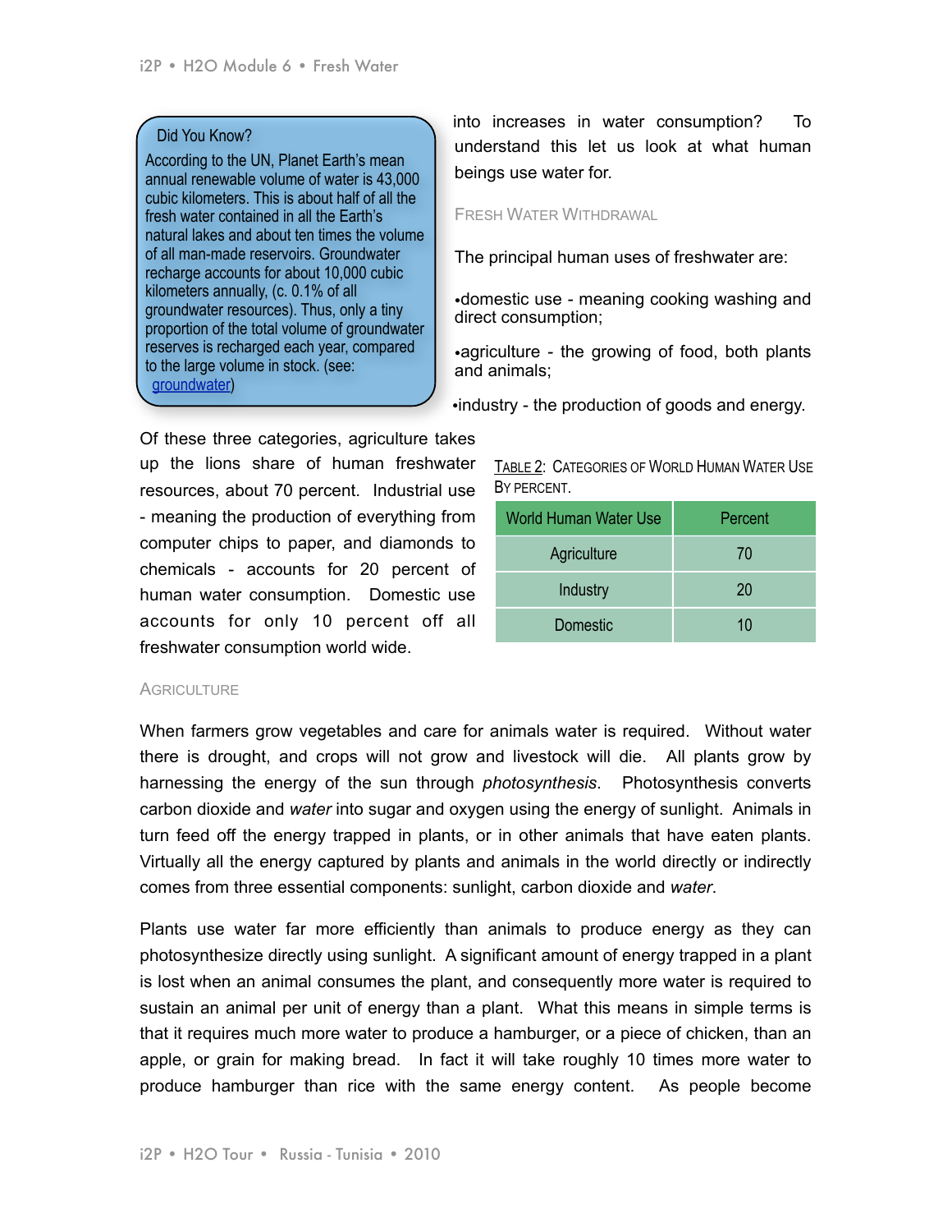> **Did You Know?**
>
> According to the UN, Planet Earth's mean annual renewable volume of water is 43,000 cubic kilometers. This is about half of all the fresh water contained in all the Earth's natural lakes and about ten times the volume of all man-made reservoirs. Groundwater recharge accounts for about 10,000 cubic kilometers annually, (c. 0.1% of all groundwater resources). Thus, only a tiny proportion of the total volume of groundwater reserves is recharged each year, compared to the large volume in stock. (see: groundwater)

into increases in water consumption? To understand this let us look at what human beings use water for.

### Fresh Water Withdrawal

The principal human uses of freshwater are:

- domestic use - meaning cooking washing and direct consumption;
- agriculture - the growing of food, both plants and animals;
- industry - the production of goods and energy.

Of these three categories, agriculture takes up the lions share of human freshwater resources, about 70 percent. Industrial use - meaning the production of everything from computer chips to paper, and diamonds to chemicals - accounts for 20 percent of human water consumption. Domestic use accounts for only 10 percent off all freshwater consumption world wide.

Table 2: Categories of World Human Water Use by Percent.

| World Human Water Use | Percent |
|---|---|
| Agriculture | 70 |
| Industry | 20 |
| Domestic | 10 |

### Agriculture

When farmers grow vegetables and care for animals water is required. Without water there is drought, and crops will not grow and livestock will die. All plants grow by harnessing the energy of the sun through *photosynthesis*. Photosynthesis converts carbon dioxide and *water* into sugar and oxygen using the energy of sunlight. Animals in turn feed off the energy trapped in plants, or in other animals that have eaten plants. Virtually all the energy captured by plants and animals in the world directly or indirectly comes from three essential components: sunlight, carbon dioxide and *water.*

Plants use water far more efficiently than animals to produce energy as they can photosynthesize directly using sunlight. A significant amount of energy trapped in a plant is lost when an animal consumes the plant, and consequently more water is required to sustain an animal per unit of energy than a plant. What this means in simple terms is that it requires much more water to produce a hamburger, or a piece of chicken, than an apple, or grain for making bread. In fact it will take roughly 10 times more water to produce hamburger than rice with the same energy content. As people become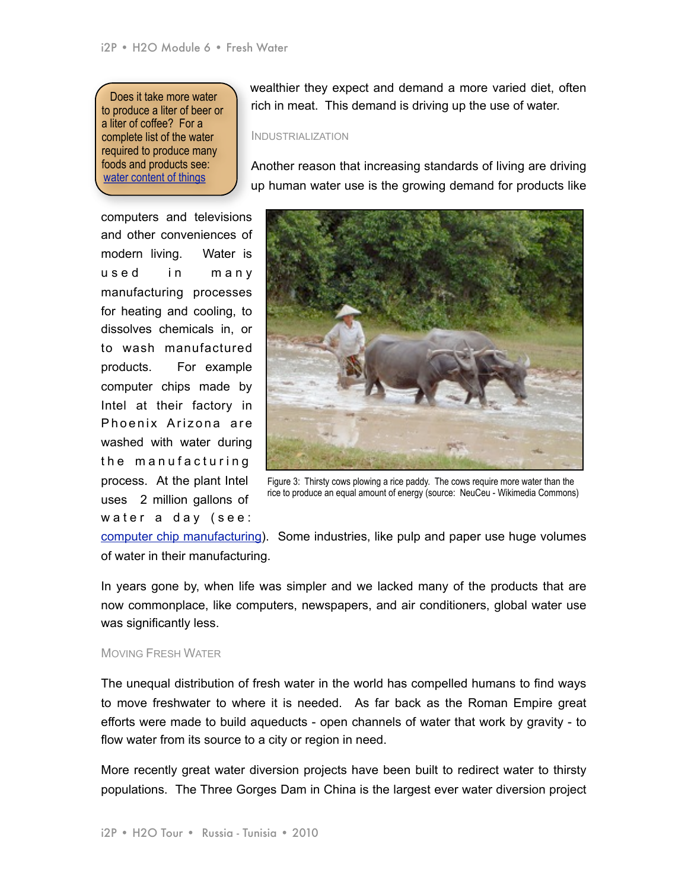> Does it take more water to produce a liter of beer or a liter of coffee? For a complete list of the water required to produce many foods and products see: [water content of things]

wealthier they expect and demand a more varied diet, often rich in meat. This demand is driving up the use of water.

### Industrialization

Another reason that increasing standards of living are driving up human water use is the growing demand for products like computers and televisions and other conveniences of modern living. Water is used in many manufacturing processes for heating and cooling, to dissolves chemicals in, or to wash manufactured products. For example computer chips made by Intel at their factory in Phoenix Arizona are washed with water during the manufacturing process. At the plant Intel uses 2 million gallons of water a day (see: [computer chip manufacturing]). Some industries, like pulp and paper use huge volumes of water in their manufacturing.

Figure 3: Thirsty cows plowing a rice paddy. The cows require more water than the rice to produce an equal amount of energy (source: NeuCeu - Wikimedia Commons)

In years gone by, when life was simpler and we lacked many of the products that are now commonplace, like computers, newspapers, and air conditioners, global water use was significantly less.

### Moving Fresh Water

The unequal distribution of fresh water in the world has compelled humans to find ways to move freshwater to where it is needed. As far back as the Roman Empire great efforts were made to build aqueducts - open channels of water that work by gravity - to flow water from its source to a city or region in need.

More recently great water diversion projects have been built to redirect water to thirsty populations. The Three Gorges Dam in China is the largest ever water diversion project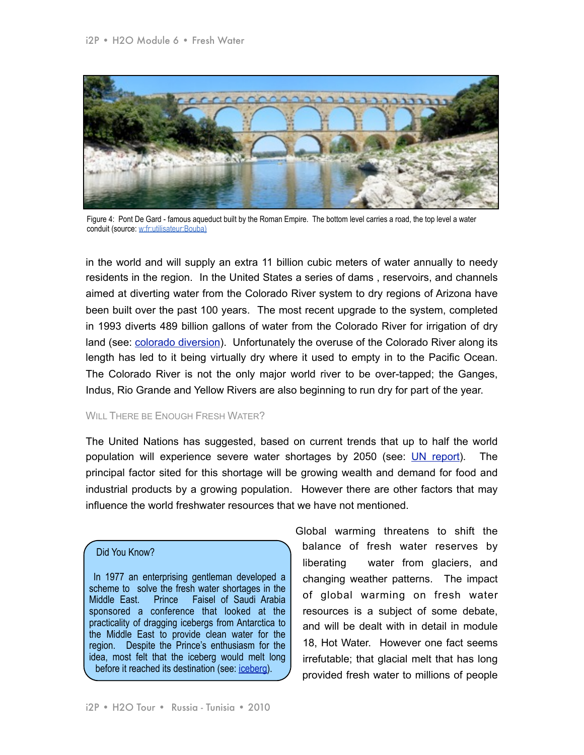Figure 4: Pont De Gard - famous aqueduct built by the Roman Empire. The bottom level carries a road, the top level a water conduit (source: w:fr:utilisateur:Bouba)

in the world and will supply an extra 11 billion cubic meters of water annually to needy residents in the region. In the United States a series of dams , reservoirs, and channels aimed at diverting water from the Colorado River system to dry regions of Arizona have been built over the past 100 years. The most recent upgrade to the system, completed in 1993 diverts 489 billion gallons of water from the Colorado River for irrigation of dry land (see: colorado diversion). Unfortunately the overuse of the Colorado River along its length has led to it being virtually dry where it used to empty in to the Pacific Ocean. The Colorado River is not the only major world river to be over-tapped; the Ganges, Indus, Rio Grande and Yellow Rivers are also beginning to run dry for part of the year.

### Will There be Enough Fresh Water?

The United Nations has suggested, based on current trends that up to half the world population will experience severe water shortages by 2050 (see: UN report). The principal factor sited for this shortage will be growing wealth and demand for food and industrial products by a growing population. However there are other factors that may influence the world freshwater resources that we have not mentioned.

Global warming threatens to shift the balance of fresh water reserves by liberating water from glaciers, and changing weather patterns. The impact of global warming on fresh water resources is a subject of some debate, and will be dealt with in detail in module 18, Hot Water. However one fact seems irrefutable; that glacial melt that has long provided fresh water to millions of people

> **Did You Know?**
>
> In 1977 an enterprising gentleman developed a scheme to solve the fresh water shortages in the Middle East. Prince Faisel of Saudi Arabia sponsored a conference that looked at the practicality of dragging icebergs from Antarctica to the Middle East to provide clean water for the region. Despite the Prince's enthusiasm for the idea, most felt that the iceberg would melt long before it reached its destination (see: iceberg).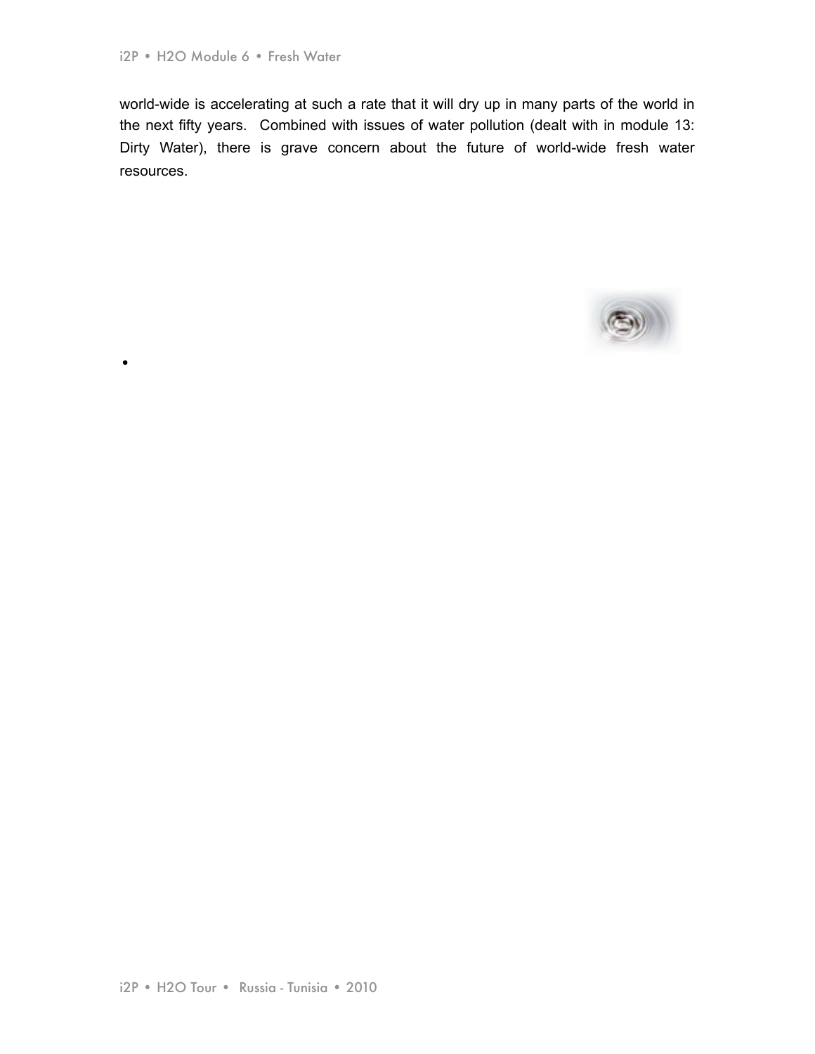world-wide is accelerating at such a rate that it will dry up in many parts of the world in the next fifty years. Combined with issues of water pollution (dealt with in module 13: Dirty Water), there is grave concern about the future of world-wide fresh water resources.